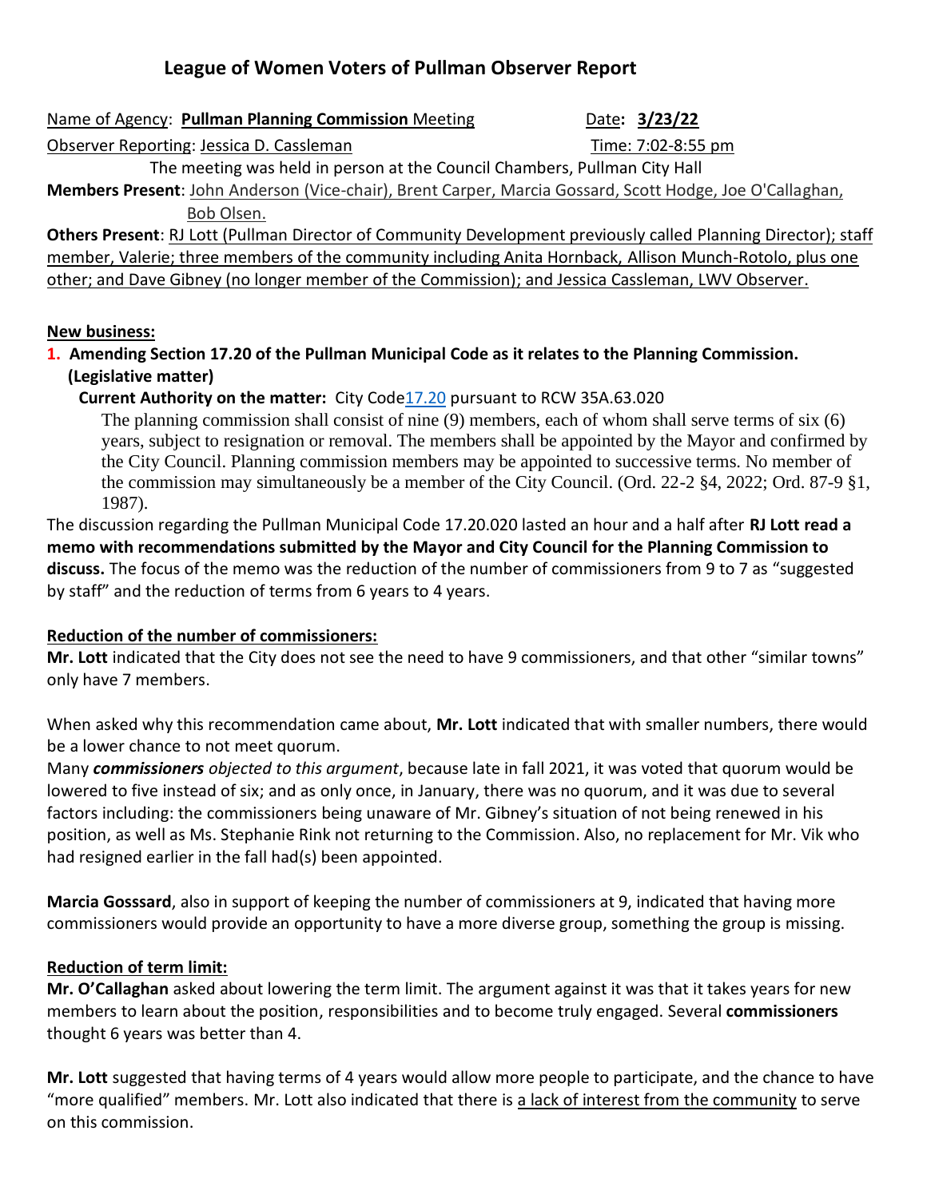# League of Women Voters of Pullman Observer Report

Name of Agency: **Pullman Planning Commission** Meeting    Date**: 3/23/22**

Observer Reporting: Jessica D. Cassleman    Time: 7:02-8:55 pm

The meeting was held in person at the Council Chambers, Pullman City Hall

**Members Present**: John Anderson (Vice-chair), Brent Carper, Marcia Gossard, Scott Hodge, Joe O'Callaghan, Bob Olsen.

**Others Present**: RJ Lott (Pullman Director of Community Development previously called Planning Director); staff member, Valerie; three members of the community including Anita Hornback, Allison Munch-Rotolo, plus one other; and Dave Gibney (no longer member of the Commission); and Jessica Cassleman, LWV Observer.

**New business:**

**1. Amending Section 17.20 of the Pullman Municipal Code as it relates to the Planning Commission. (Legislative matter)**

**Current Authority on the matter:** City Code17.20 pursuant to RCW 35A.63.020

The planning commission shall consist of nine (9) members, each of whom shall serve terms of six (6) years, subject to resignation or removal. The members shall be appointed by the Mayor and confirmed by the City Council. Planning commission members may be appointed to successive terms. No member of the commission may simultaneously be a member of the City Council. (Ord. 22-2 §4, 2022; Ord. 87-9 §1, 1987).

The discussion regarding the Pullman Municipal Code 17.20.020 lasted an hour and a half after **RJ Lott read a memo with recommendations submitted by the Mayor and City Council for the Planning Commission to discuss.** The focus of the memo was the reduction of the number of commissioners from 9 to 7 as "suggested by staff" and the reduction of terms from 6 years to 4 years.

**Reduction of the number of commissioners:**

**Mr. Lott** indicated that the City does not see the need to have 9 commissioners, and that other "similar towns" only have 7 members.

When asked why this recommendation came about, **Mr. Lott** indicated that with smaller numbers, there would be a lower chance to not meet quorum.

Many ***commissioners*** *objected to this argument*, because late in fall 2021, it was voted that quorum would be lowered to five instead of six; and as only once, in January, there was no quorum, and it was due to several factors including: the commissioners being unaware of Mr. Gibney's situation of not being renewed in his position, as well as Ms. Stephanie Rink not returning to the Commission. Also, no replacement for Mr. Vik who had resigned earlier in the fall had(s) been appointed.

**Marcia Gosssard**, also in support of keeping the number of commissioners at 9, indicated that having more commissioners would provide an opportunity to have a more diverse group, something the group is missing.

**Reduction of term limit:**

**Mr. O'Callaghan** asked about lowering the term limit. The argument against it was that it takes years for new members to learn about the position, responsibilities and to become truly engaged. Several **commissioners** thought 6 years was better than 4.

**Mr. Lott** suggested that having terms of 4 years would allow more people to participate, and the chance to have "more qualified" members. Mr. Lott also indicated that there is a lack of interest from the community to serve on this commission.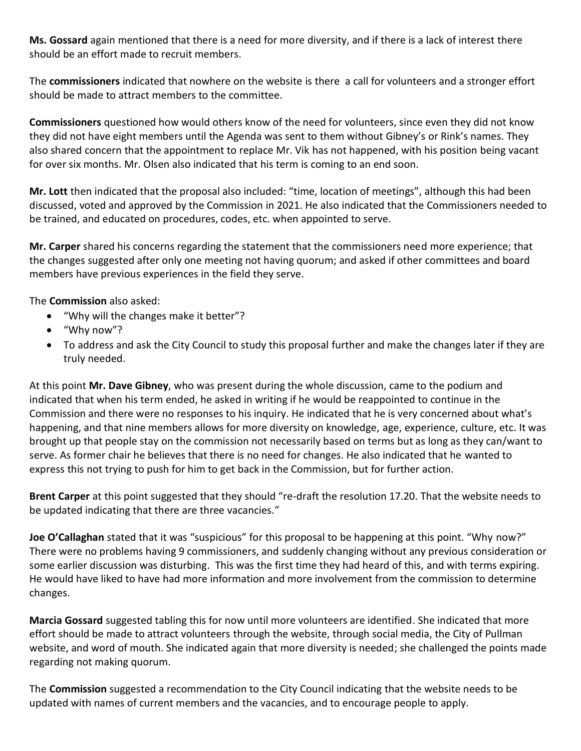**Ms. Gossard** again mentioned that there is a need for more diversity, and if there is a lack of interest there should be an effort made to recruit members.

The **commissioners** indicated that nowhere on the website is there a call for volunteers and a stronger effort should be made to attract members to the committee.

**Commissioners** questioned how would others know of the need for volunteers, since even they did not know they did not have eight members until the Agenda was sent to them without Gibney's or Rink's names. They also shared concern that the appointment to replace Mr. Vik has not happened, with his position being vacant for over six months. Mr. Olsen also indicated that his term is coming to an end soon.

**Mr. Lott** then indicated that the proposal also included: "time, location of meetings", although this had been discussed, voted and approved by the Commission in 2021. He also indicated that the Commissioners needed to be trained, and educated on procedures, codes, etc. when appointed to serve.

**Mr. Carper** shared his concerns regarding the statement that the commissioners need more experience; that the changes suggested after only one meeting not having quorum; and asked if other committees and board members have previous experiences in the field they serve.

The **Commission** also asked:

- "Why will the changes make it better"?
- "Why now"?
- To address and ask the City Council to study this proposal further and make the changes later if they are truly needed.

At this point **Mr. Dave Gibney**, who was present during the whole discussion, came to the podium and indicated that when his term ended, he asked in writing if he would be reappointed to continue in the Commission and there were no responses to his inquiry. He indicated that he is very concerned about what's happening, and that nine members allows for more diversity on knowledge, age, experience, culture, etc. It was brought up that people stay on the commission not necessarily based on terms but as long as they can/want to serve. As former chair he believes that there is no need for changes. He also indicated that he wanted to express this not trying to push for him to get back in the Commission, but for further action.

**Brent Carper** at this point suggested that they should "re-draft the resolution 17.20. That the website needs to be updated indicating that there are three vacancies."

**Joe O'Callaghan** stated that it was "suspicious" for this proposal to be happening at this point. "Why now?" There were no problems having 9 commissioners, and suddenly changing without any previous consideration or some earlier discussion was disturbing. This was the first time they had heard of this, and with terms expiring. He would have liked to have had more information and more involvement from the commission to determine changes.

**Marcia Gossard** suggested tabling this for now until more volunteers are identified. She indicated that more effort should be made to attract volunteers through the website, through social media, the City of Pullman website, and word of mouth. She indicated again that more diversity is needed; she challenged the points made regarding not making quorum.

The **Commission** suggested a recommendation to the City Council indicating that the website needs to be updated with names of current members and the vacancies, and to encourage people to apply.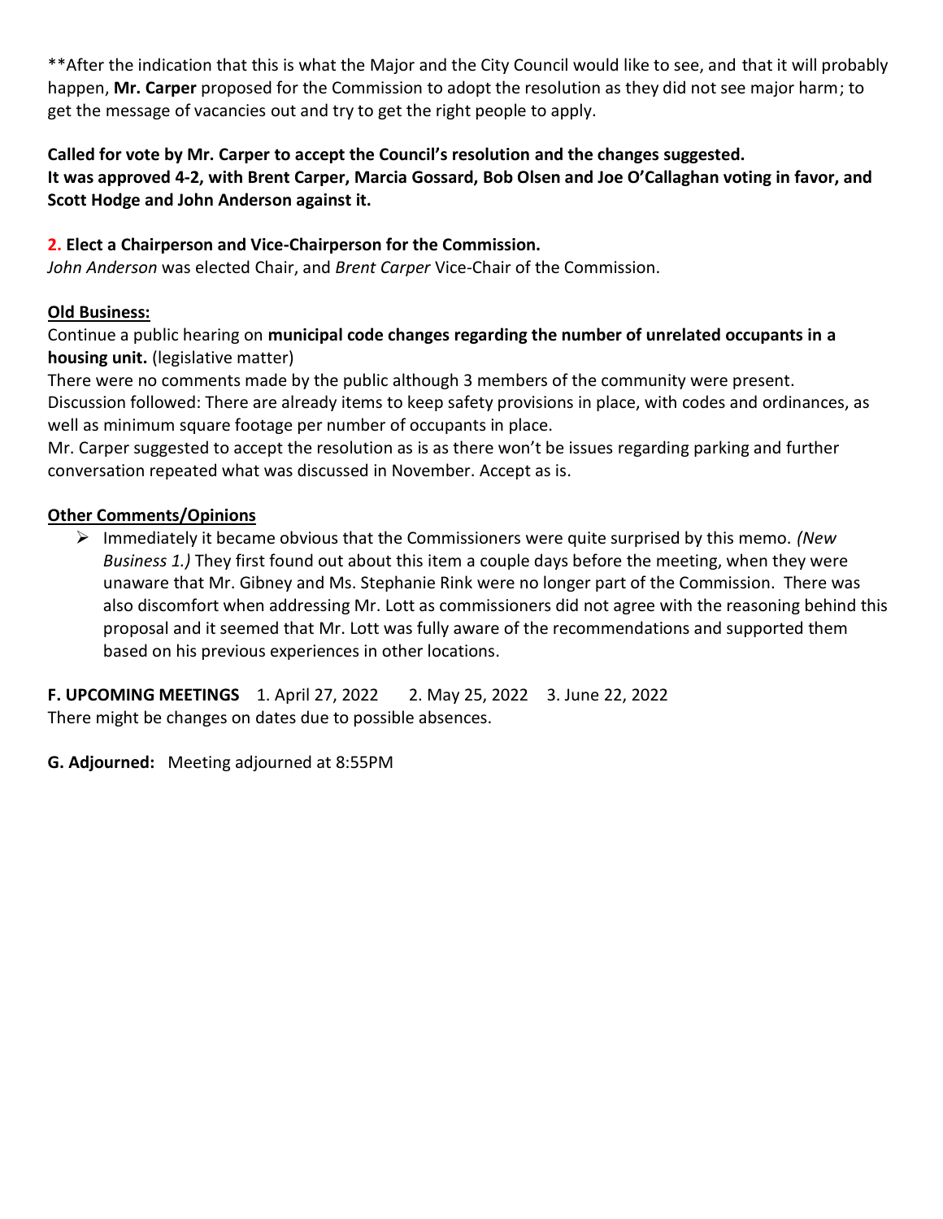**After the indication that this is what the Major and the City Council would like to see, and that it will probably happen, **Mr. Carper** proposed for the Commission to adopt the resolution as they did not see major harm; to get the message of vacancies out and try to get the right people to apply.

**Called for vote by Mr. Carper to accept the Council's resolution and the changes suggested.**
**It was approved 4-2, with Brent Carper, Marcia Gossard, Bob Olsen and Joe O'Callaghan voting in favor, and Scott Hodge and John Anderson against it.**

**2. Elect a Chairperson and Vice-Chairperson for the Commission.**
*John Anderson* was elected Chair, and *Brent Carper* Vice-Chair of the Commission.

**Old Business:**

Continue a public hearing on **municipal code changes regarding the number of unrelated occupants in a housing unit.** (legislative matter)

There were no comments made by the public although 3 members of the community were present.
Discussion followed: There are already items to keep safety provisions in place, with codes and ordinances, as well as minimum square footage per number of occupants in place.
Mr. Carper suggested to accept the resolution as is as there won't be issues regarding parking and further conversation repeated what was discussed in November. Accept as is.

**Other Comments/Opinions**

- Immediately it became obvious that the Commissioners were quite surprised by this memo. *(New Business 1.)* They first found out about this item a couple days before the meeting, when they were unaware that Mr. Gibney and Ms. Stephanie Rink were no longer part of the Commission. There was also discomfort when addressing Mr. Lott as commissioners did not agree with the reasoning behind this proposal and it seemed that Mr. Lott was fully aware of the recommendations and supported them based on his previous experiences in other locations.

**F. UPCOMING MEETINGS** 1. April 27, 2022 2. May 25, 2022 3. June 22, 2022
There might be changes on dates due to possible absences.

**G. Adjourned:** Meeting adjourned at 8:55PM